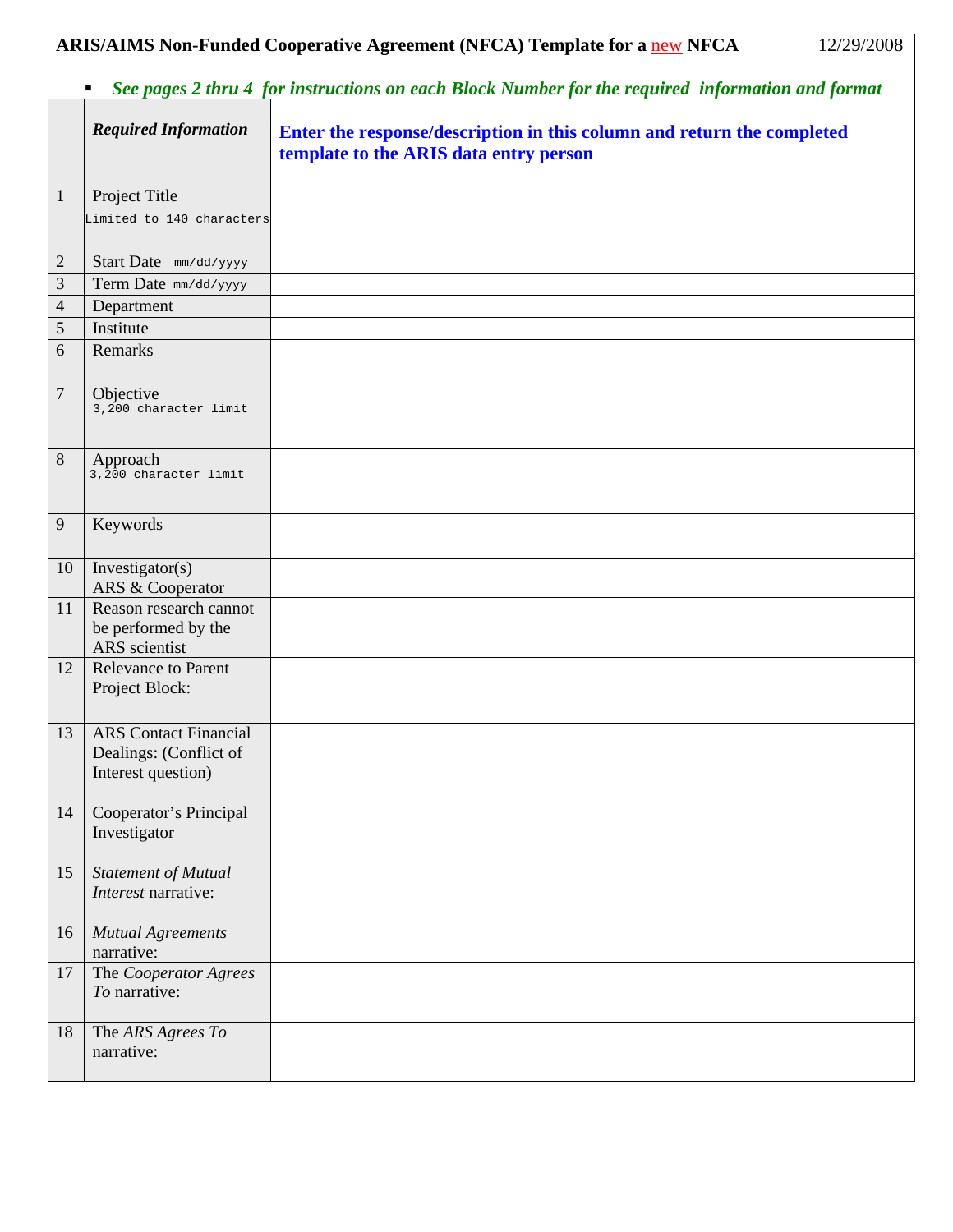**ARIS/AIMS Non-Funded Cooperative Agreement (NFCA) Template for a new NFCA** 12/29/2008

- ***See pages 2 thru 4 for instructions on each Block Number for the required information and format***

| | ***Required Information*** | **Enter the response/description in this column and return the completed template to the ARIS data entry person** |
|---|---|---|
| 1 | Project Title<br>Limited to 140 characters | |
| 2 | Start Date mm/dd/yyyy | |
| 3 | Term Date mm/dd/yyyy | |
| 4 | Department | |
| 5 | Institute | |
| 6 | Remarks | |
| 7 | Objective<br>3,200 character limit | |
| 8 | Approach<br>3,200 character limit | |
| 9 | Keywords | |
| 10 | Investigator(s)<br>ARS & Cooperator | |
| 11 | Reason research cannot be performed by the ARS scientist | |
| 12 | Relevance to Parent Project Block: | |
| 13 | ARS Contact Financial Dealings: (Conflict of Interest question) | |
| 14 | Cooperator's Principal Investigator | |
| 15 | *Statement of Mutual Interest* narrative: | |
| 16 | *Mutual Agreements* narrative: | |
| 17 | The *Cooperator Agrees To* narrative: | |
| 18 | The *ARS Agrees To* narrative: | |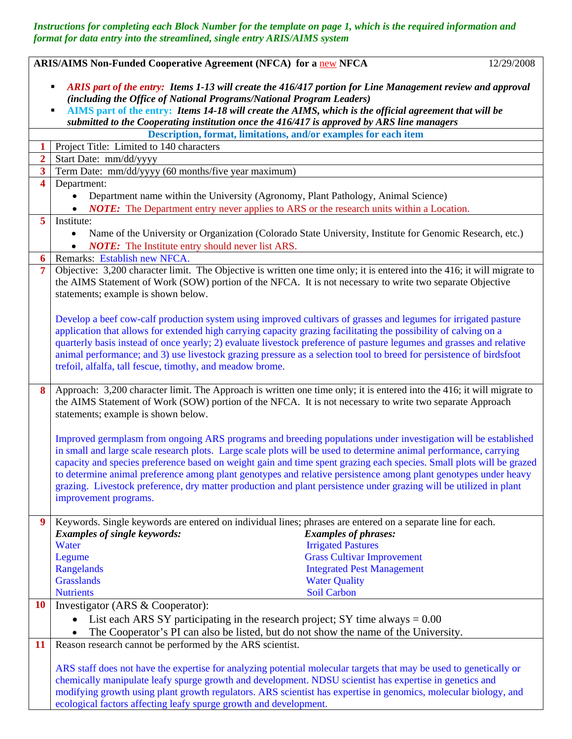*Instructions for completing each Block Number for the template on page 1, which is the required information and format for data entry into the streamlined, single entry ARIS/AIMS system*

**ARIS/AIMS Non-Funded Cooperative Agreement (NFCA) for a new NFCA** 12/29/2008

- ***ARIS part of the entry:* Items 1-13 will create the 416/417 portion for Line Management review and approval (including the Office of National Programs/National Program Leaders)**
- ***AIMS part of the entry:* Items 14-18 will create the AIMS, which is the official agreement that will be submitted to the Cooperating institution once the 416/417 is approved by ARS line managers**

| | **Description, format, limitations, and/or examples for each item** |
|---|---|
| **1** | Project Title: Limited to 140 characters |
| **2** | Start Date: mm/dd/yyyy |
| **3** | Term Date: mm/dd/yyyy (60 months/five year maximum) |
| **4** | Department:<br>• Department name within the University (Agronomy, Plant Pathology, Animal Science)<br>• ***NOTE:*** The Department entry never applies to ARS or the research units within a Location. |
| **5** | Institute:<br>• Name of the University or Organization (Colorado State University, Institute for Genomic Research, etc.)<br>• ***NOTE:*** The Institute entry should never list ARS. |
| **6** | Remarks: Establish new NFCA. |
| **7** | Objective: 3,200 character limit. The Objective is written one time only; it is entered into the 416; it will migrate to the AIMS Statement of Work (SOW) portion of the NFCA. It is not necessary to write two separate Objective statements; example is shown below.<br><br>Develop a beef cow-calf production system using improved cultivars of grasses and legumes for irrigated pasture application that allows for extended high carrying capacity grazing facilitating the possibility of calving on a quarterly basis instead of once yearly; 2) evaluate livestock preference of pasture legumes and grasses and relative animal performance; and 3) use livestock grazing pressure as a selection tool to breed for persistence of birdsfoot trefoil, alfalfa, tall fescue, timothy, and meadow brome. |
| **8** | Approach: 3,200 character limit. The Approach is written one time only; it is entered into the 416; it will migrate to the AIMS Statement of Work (SOW) portion of the NFCA. It is not necessary to write two separate Approach statements; example is shown below.<br><br>Improved germplasm from ongoing ARS programs and breeding populations under investigation will be established in small and large scale research plots. Large scale plots will be used to determine animal performance, carrying capacity and species preference based on weight gain and time spent grazing each species. Small plots will be grazed to determine animal preference among plant genotypes and relative persistence among plant genotypes under heavy grazing. Livestock preference, dry matter production and plant persistence under grazing will be utilized in plant improvement programs. |
| **9** | Keywords. Single keywords are entered on individual lines; phrases are entered on a separate line for each.<br>***Examples of single keywords:*** Water, Legume, Rangelands, Grasslands, Nutrients<br>***Examples of phrases:*** Irrigated Pastures, Grass Cultivar Improvement, Integrated Pest Management, Water Quality, Soil Carbon |
| **10** | Investigator (ARS & Cooperator):<br>• List each ARS SY participating in the research project; SY time always = 0.00<br>• The Cooperator's PI can also be listed, but do not show the name of the University. |
| **11** | Reason research cannot be performed by the ARS scientist.<br><br>ARS staff does not have the expertise for analyzing potential molecular targets that may be used to genetically or chemically manipulate leafy spurge growth and development. NDSU scientist has expertise in genetics and modifying growth using plant growth regulators. ARS scientist has expertise in genomics, molecular biology, and ecological factors affecting leafy spurge growth and development. |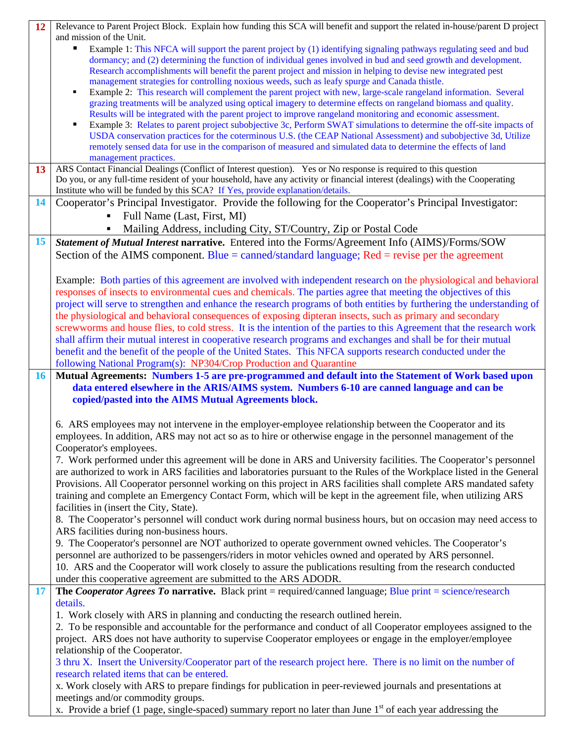| | |
|---|---|
| **12** | Relevance to Parent Project Block. Explain how funding this SCA will benefit and support the related in-house/parent D project and mission of the Unit.<br>▪ Example 1: This NFCA will support the parent project by (1) identifying signaling pathways regulating seed and bud dormancy; and (2) determining the function of individual genes involved in bud and seed growth and development. Research accomplishments will benefit the parent project and mission in helping to devise new integrated pest management strategies for controlling noxious weeds, such as leafy spurge and Canada thistle.<br>▪ Example 2: This research will complement the parent project with new, large-scale rangeland information. Several grazing treatments will be analyzed using optical imagery to determine effects on rangeland biomass and quality. Results will be integrated with the parent project to improve rangeland monitoring and economic assessment.<br>▪ Example 3: Relates to parent project subobjective 3c, Perform SWAT simulations to determine the off-site impacts of USDA conservation practices for the coterminous U.S. (the CEAP National Assessment) and subobjective 3d, Utilize remotely sensed data for use in the comparison of measured and simulated data to determine the effects of land management practices. |
| **13** | ARS Contact Financial Dealings (Conflict of Interest question). Yes or No response is required to this question<br>Do you, or any full-time resident of your household, have any activity or financial interest (dealings) with the Cooperating Institute who will be funded by this SCA? If Yes, provide explanation/details. |
| **14** | Cooperator's Principal Investigator. Provide the following for the Cooperator's Principal Investigator:<br>▪ Full Name (Last, First, MI)<br>▪ Mailing Address, including City, ST/Country, Zip or Postal Code |
| **15** | ***Statement of Mutual Interest*** **narrative.** Entered into the Forms/Agreement Info (AIMS)/Forms/SOW Section of the AIMS component. Blue = canned/standard language; Red = revise per the agreement<br><br>Example: Both parties of this agreement are involved with independent research on the physiological and behavioral responses of insects to environmental cues and chemicals. The parties agree that meeting the objectives of this project will serve to strengthen and enhance the research programs of both entities by furthering the understanding of the physiological and behavioral consequences of exposing dipteran insects, such as primary and secondary screwworms and house flies, to cold stress. It is the intention of the parties to this Agreement that the research work shall affirm their mutual interest in cooperative research programs and exchanges and shall be for their mutual benefit and the benefit of the people of the United States. This NFCA supports research conducted under the following National Program(s): NP304/Crop Production and Quarantine |
| **16** | **Mutual Agreements: Numbers 1-5 are pre-programmed and default into the Statement of Work based upon data entered elsewhere in the ARIS/AIMS system. Numbers 6-10 are canned language and can be copied/pasted into the AIMS Mutual Agreements block.**<br><br>6. ARS employees may not intervene in the employer-employee relationship between the Cooperator and its employees. In addition, ARS may not act so as to hire or otherwise engage in the personnel management of the Cooperator's employees.<br>7. Work performed under this agreement will be done in ARS and University facilities. The Cooperator's personnel are authorized to work in ARS facilities and laboratories pursuant to the Rules of the Workplace listed in the General Provisions. All Cooperator personnel working on this project in ARS facilities shall complete ARS mandated safety training and complete an Emergency Contact Form, which will be kept in the agreement file, when utilizing ARS facilities in (insert the City, State).<br>8. The Cooperator's personnel will conduct work during normal business hours, but on occasion may need access to ARS facilities during non-business hours.<br>9. The Cooperator's personnel are NOT authorized to operate government owned vehicles. The Cooperator's personnel are authorized to be passengers/riders in motor vehicles owned and operated by ARS personnel.<br>10. ARS and the Cooperator will work closely to assure the publications resulting from the research conducted under this cooperative agreement are submitted to the ARS ADODR. |
| **17** | **The** ***Cooperator Agrees To*** **narrative.** Black print = required/canned language; Blue print = science/research details.<br>1. Work closely with ARS in planning and conducting the research outlined herein.<br>2. To be responsible and accountable for the performance and conduct of all Cooperator employees assigned to the project. ARS does not have authority to supervise Cooperator employees or engage in the employer/employee relationship of the Cooperator.<br>3 thru X. Insert the University/Cooperator part of the research project here. There is no limit on the number of research related items that can be entered.<br>x. Work closely with ARS to prepare findings for publication in peer-reviewed journals and presentations at meetings and/or commodity groups.<br>x. Provide a brief (1 page, single-spaced) summary report no later than June 1st of each year addressing the |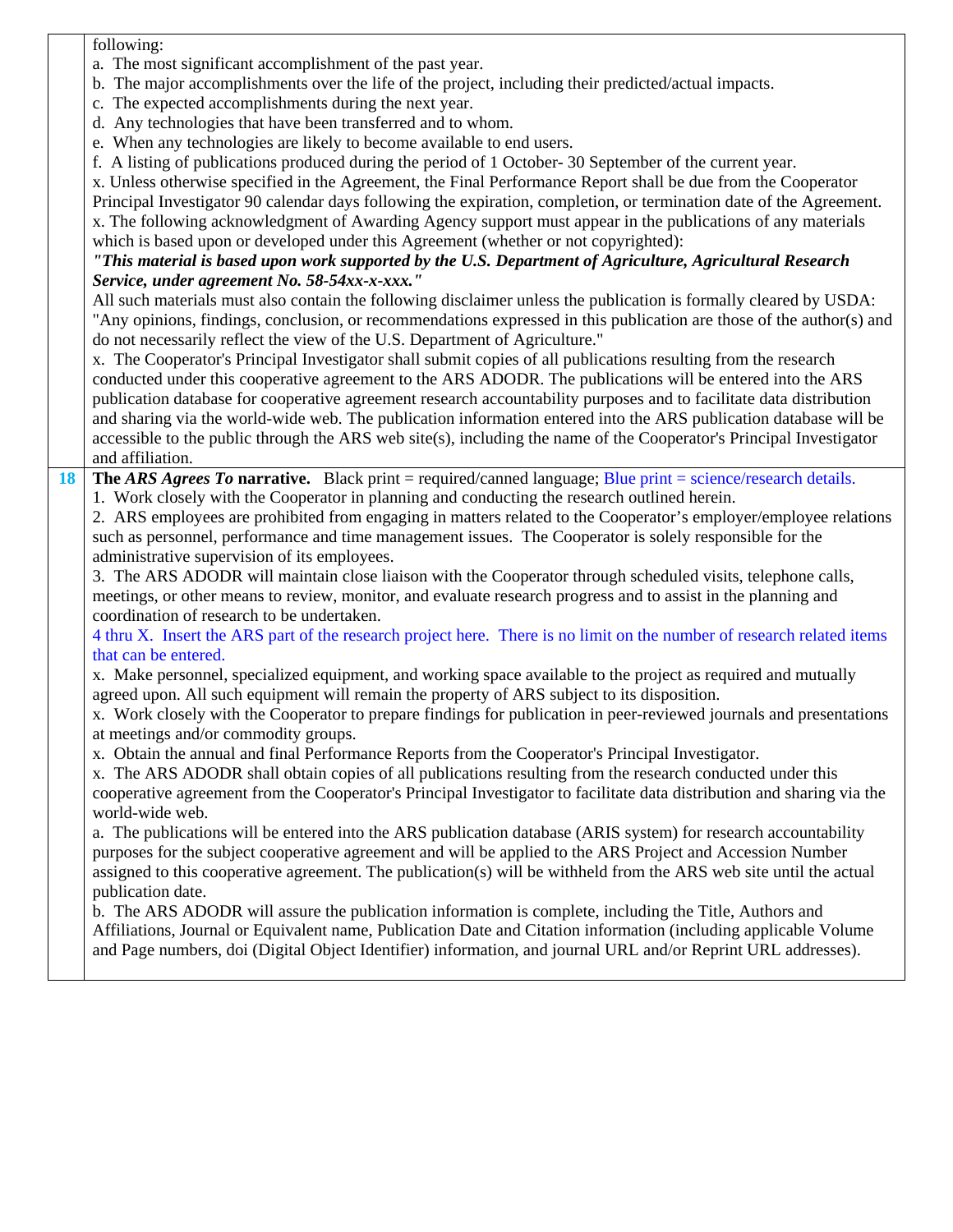| | |
|---|---|
| | following:<br>a. The most significant accomplishment of the past year.<br>b. The major accomplishments over the life of the project, including their predicted/actual impacts.<br>c. The expected accomplishments during the next year.<br>d. Any technologies that have been transferred and to whom.<br>e. When any technologies are likely to become available to end users.<br>f. A listing of publications produced during the period of 1 October- 30 September of the current year.<br>x. Unless otherwise specified in the Agreement, the Final Performance Report shall be due from the Cooperator Principal Investigator 90 calendar days following the expiration, completion, or termination date of the Agreement.<br>x. The following acknowledgment of Awarding Agency support must appear in the publications of any materials which is based upon or developed under this Agreement (whether or not copyrighted):<br>***"This material is based upon work supported by the U.S. Department of Agriculture, Agricultural Research Service, under agreement No. 58-54xx-x-xxx."***<br>All such materials must also contain the following disclaimer unless the publication is formally cleared by USDA: "Any opinions, findings, conclusion, or recommendations expressed in this publication are those of the author(s) and do not necessarily reflect the view of the U.S. Department of Agriculture."<br>x. The Cooperator's Principal Investigator shall submit copies of all publications resulting from the research conducted under this cooperative agreement to the ARS ADODR. The publications will be entered into the ARS publication database for cooperative agreement research accountability purposes and to facilitate data distribution and sharing via the world-wide web. The publication information entered into the ARS publication database will be accessible to the public through the ARS web site(s), including the name of the Cooperator's Principal Investigator and affiliation. |
| **18** | **The *ARS Agrees To* narrative.** Black print = required/canned language; Blue print = science/research details.<br>1. Work closely with the Cooperator in planning and conducting the research outlined herein.<br>2. ARS employees are prohibited from engaging in matters related to the Cooperator's employer/employee relations such as personnel, performance and time management issues. The Cooperator is solely responsible for the administrative supervision of its employees.<br>3. The ARS ADODR will maintain close liaison with the Cooperator through scheduled visits, telephone calls, meetings, or other means to review, monitor, and evaluate research progress and to assist in the planning and coordination of research to be undertaken.<br>4 thru X. Insert the ARS part of the research project here. There is no limit on the number of research related items that can be entered.<br>x. Make personnel, specialized equipment, and working space available to the project as required and mutually agreed upon. All such equipment will remain the property of ARS subject to its disposition.<br>x. Work closely with the Cooperator to prepare findings for publication in peer-reviewed journals and presentations at meetings and/or commodity groups.<br>x. Obtain the annual and final Performance Reports from the Cooperator's Principal Investigator.<br>x. The ARS ADODR shall obtain copies of all publications resulting from the research conducted under this cooperative agreement from the Cooperator's Principal Investigator to facilitate data distribution and sharing via the world-wide web.<br>a. The publications will be entered into the ARS publication database (ARIS system) for research accountability purposes for the subject cooperative agreement and will be applied to the ARS Project and Accession Number assigned to this cooperative agreement. The publication(s) will be withheld from the ARS web site until the actual publication date.<br>b. The ARS ADODR will assure the publication information is complete, including the Title, Authors and Affiliations, Journal or Equivalent name, Publication Date and Citation information (including applicable Volume and Page numbers, doi (Digital Object Identifier) information, and journal URL and/or Reprint URL addresses). |